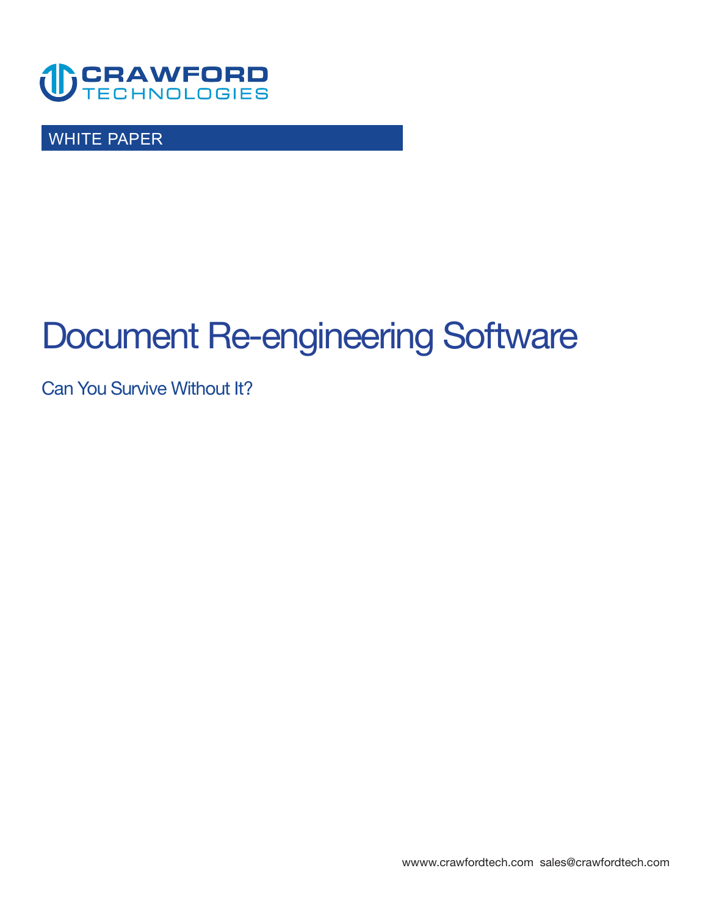CRAWFORD TECHNOLOGIES

WHITE PAPER

# Document Re-engineering Software

## Can You Survive Without It?

wwww.crawfordtech.com sales@crawfordtech.com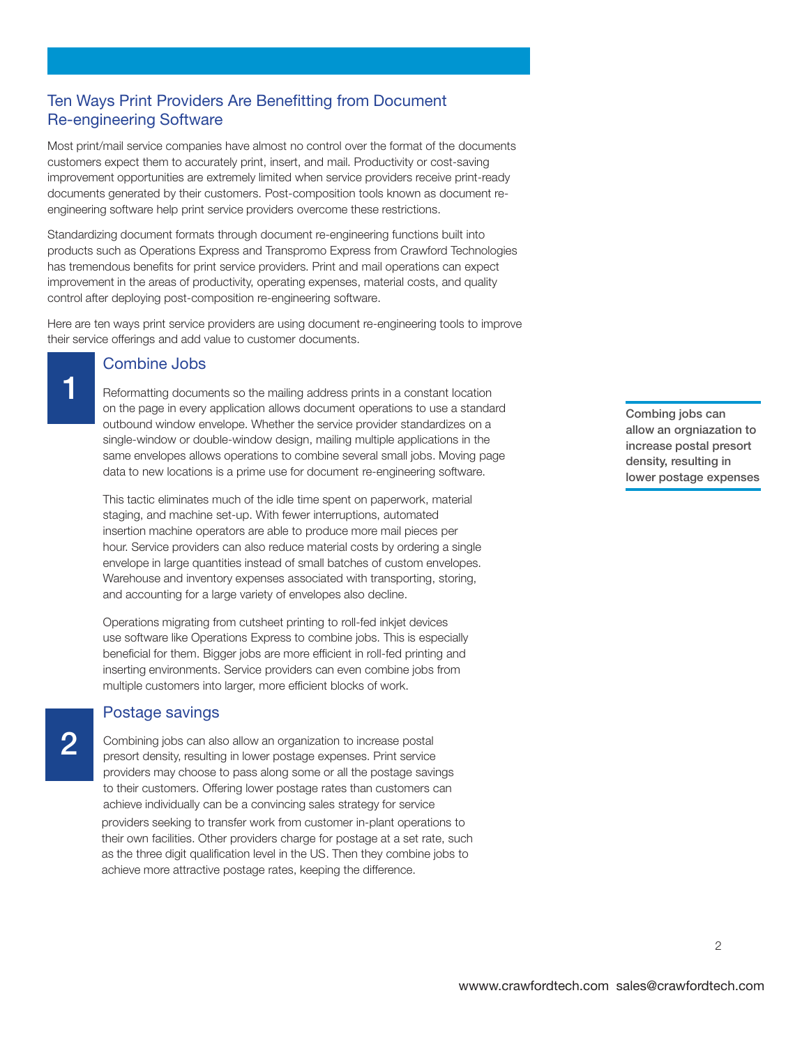## Ten Ways Print Providers Are Benefitting from Document Re-engineering Software

Most print/mail service companies have almost no control over the format of the documents customers expect them to accurately print, insert, and mail. Productivity or cost-saving improvement opportunities are extremely limited when service providers receive print-ready documents generated by their customers. Post-composition tools known as document re-engineering software help print service providers overcome these restrictions.

Standardizing document formats through document re-engineering functions built into products such as Operations Express and Transpromo Express from Crawford Technologies has tremendous benefits for print service providers. Print and mail operations can expect improvement in the areas of productivity, operating expenses, material costs, and quality control after deploying post-composition re-engineering software.

Here are ten ways print service providers are using document re-engineering tools to improve their service offerings and add value to customer documents.

### 1 Combine Jobs

Reformatting documents so the mailing address prints in a constant location on the page in every application allows document operations to use a standard outbound window envelope. Whether the service provider standardizes on a single-window or double-window design, mailing multiple applications in the same envelopes allows operations to combine several small jobs. Moving page data to new locations is a prime use for document re-engineering software.

This tactic eliminates much of the idle time spent on paperwork, material staging, and machine set-up. With fewer interruptions, automated insertion machine operators are able to produce more mail pieces per hour. Service providers can also reduce material costs by ordering a single envelope in large quantities instead of small batches of custom envelopes. Warehouse and inventory expenses associated with transporting, storing, and accounting for a large variety of envelopes also decline.

Operations migrating from cutsheet printing to roll-fed inkjet devices use software like Operations Express to combine jobs. This is especially beneficial for them. Bigger jobs are more efficient in roll-fed printing and inserting environments. Service providers can even combine jobs from multiple customers into larger, more efficient blocks of work.

**Combing jobs can allow an orgniazation to increase postal presort density, resulting in lower postage expenses**

### 2 Postage savings

Combining jobs can also allow an organization to increase postal presort density, resulting in lower postage expenses. Print service providers may choose to pass along some or all the postage savings to their customers. Offering lower postage rates than customers can achieve individually can be a convincing sales strategy for service providers seeking to transfer work from customer in-plant operations to their own facilities. Other providers charge for postage at a set rate, such as the three digit qualification level in the US. Then they combine jobs to achieve more attractive postage rates, keeping the difference.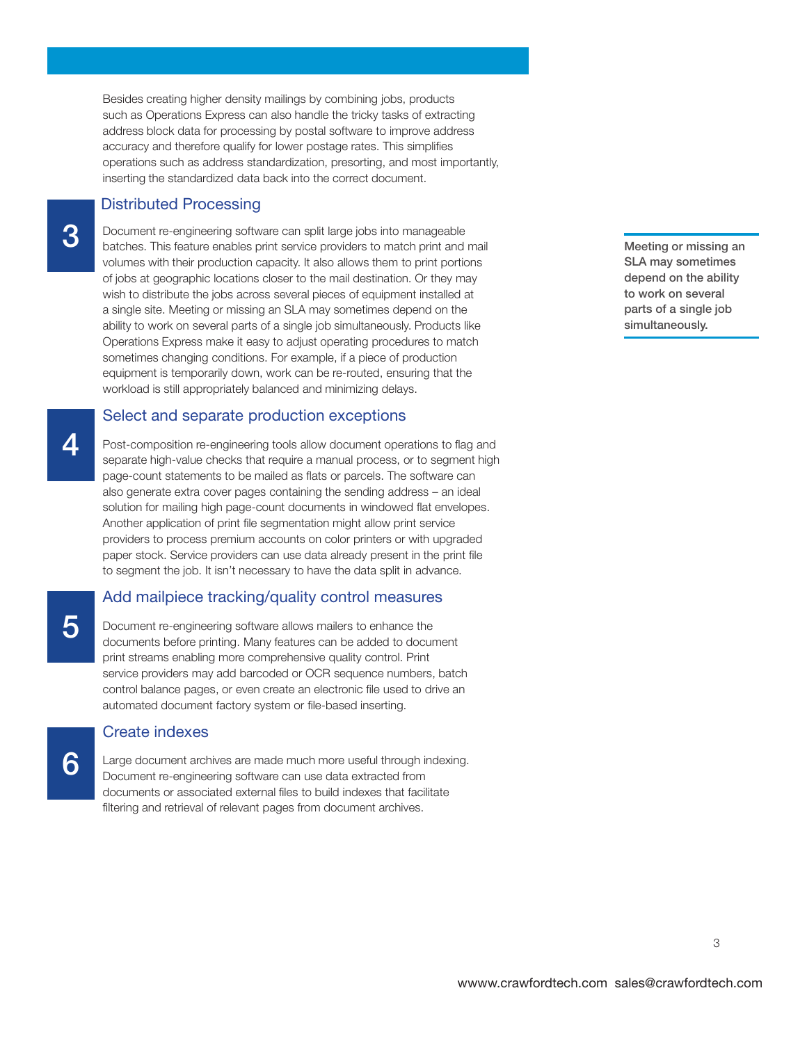Besides creating higher density mailings by combining jobs, products such as Operations Express can also handle the tricky tasks of extracting address block data for processing by postal software to improve address accuracy and therefore qualify for lower postage rates. This simplifies operations such as address standardization, presorting, and most importantly, inserting the standardized data back into the correct document.

## 3 Distributed Processing

Document re-engineering software can split large jobs into manageable batches. This feature enables print service providers to match print and mail volumes with their production capacity. It also allows them to print portions of jobs at geographic locations closer to the mail destination. Or they may wish to distribute the jobs across several pieces of equipment installed at a single site. Meeting or missing an SLA may sometimes depend on the ability to work on several parts of a single job simultaneously. Products like Operations Express make it easy to adjust operating procedures to match sometimes changing conditions. For example, if a piece of production equipment is temporarily down, work can be re-routed, ensuring that the workload is still appropriately balanced and minimizing delays.

**Meeting or missing an SLA may sometimes depend on the ability to work on several parts of a single job simultaneously.**

## 4 Select and separate production exceptions

Post-composition re-engineering tools allow document operations to flag and separate high-value checks that require a manual process, or to segment high page-count statements to be mailed as flats or parcels. The software can also generate extra cover pages containing the sending address – an ideal solution for mailing high page-count documents in windowed flat envelopes. Another application of print file segmentation might allow print service providers to process premium accounts on color printers or with upgraded paper stock. Service providers can use data already present in the print file to segment the job. It isn't necessary to have the data split in advance.

## 5 Add mailpiece tracking/quality control measures

Document re-engineering software allows mailers to enhance the documents before printing. Many features can be added to document print streams enabling more comprehensive quality control. Print service providers may add barcoded or OCR sequence numbers, batch control balance pages, or even create an electronic file used to drive an automated document factory system or file-based inserting.

## 6 Create indexes

Large document archives are made much more useful through indexing. Document re-engineering software can use data extracted from documents or associated external files to build indexes that facilitate filtering and retrieval of relevant pages from document archives.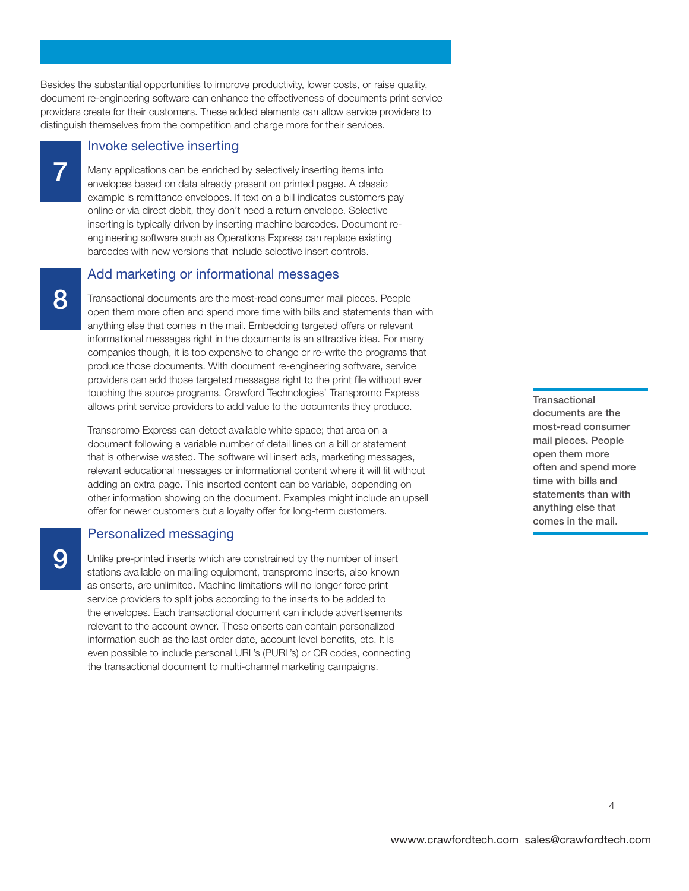Besides the substantial opportunities to improve productivity, lower costs, or raise quality, document re-engineering software can enhance the effectiveness of documents print service providers create for their customers. These added elements can allow service providers to distinguish themselves from the competition and charge more for their services.

## 7 Invoke selective inserting

Many applications can be enriched by selectively inserting items into envelopes based on data already present on printed pages. A classic example is remittance envelopes. If text on a bill indicates customers pay online or via direct debit, they don't need a return envelope. Selective inserting is typically driven by inserting machine barcodes. Document re-engineering software such as Operations Express can replace existing barcodes with new versions that include selective insert controls.

## 8 Add marketing or informational messages

Transactional documents are the most-read consumer mail pieces. People open them more often and spend more time with bills and statements than with anything else that comes in the mail. Embedding targeted offers or relevant informational messages right in the documents is an attractive idea. For many companies though, it is too expensive to change or re-write the programs that produce those documents. With document re-engineering software, service providers can add those targeted messages right to the print file without ever touching the source programs. Crawford Technologies' Transpromo Express allows print service providers to add value to the documents they produce.

Transpromo Express can detect available white space; that area on a document following a variable number of detail lines on a bill or statement that is otherwise wasted. The software will insert ads, marketing messages, relevant educational messages or informational content where it will fit without adding an extra page. This inserted content can be variable, depending on other information showing on the document. Examples might include an upsell offer for newer customers but a loyalty offer for long-term customers.

**Transactional documents are the most-read consumer mail pieces. People open them more often and spend more time with bills and statements than with anything else that comes in the mail.**

## 9 Personalized messaging

Unlike pre-printed inserts which are constrained by the number of insert stations available on mailing equipment, transpromo inserts, also known as onserts, are unlimited. Machine limitations will no longer force print service providers to split jobs according to the inserts to be added to the envelopes. Each transactional document can include advertisements relevant to the account owner. These onserts can contain personalized information such as the last order date, account level benefits, etc. It is even possible to include personal URL's (PURL's) or QR codes, connecting the transactional document to multi-channel marketing campaigns.

wwww.crawfordtech.com sales@crawfordtech.com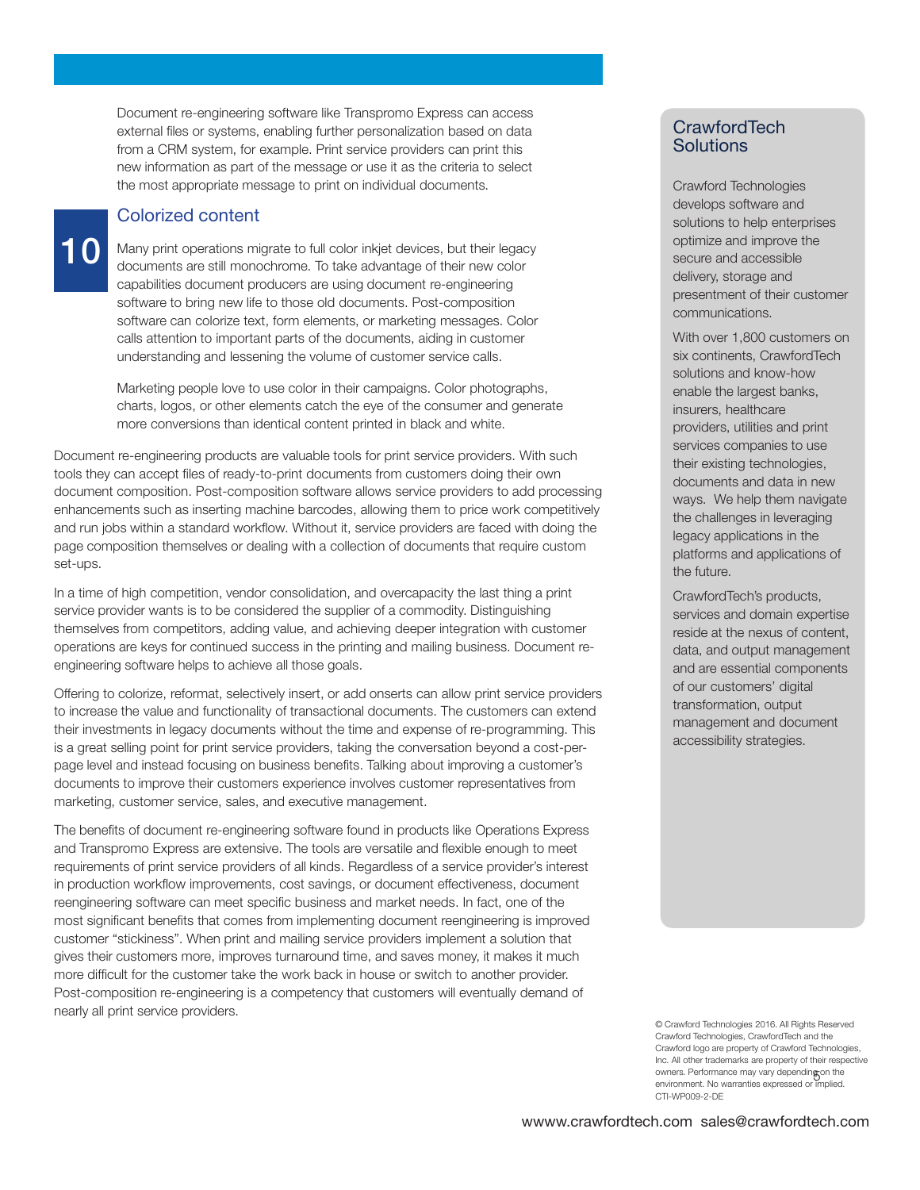Document re-engineering software like Transpromo Express can access external files or systems, enabling further personalization based on data from a CRM system, for example. Print service providers can print this new information as part of the message or use it as the criteria to select the most appropriate message to print on individual documents.

## 10 Colorized content

Many print operations migrate to full color inkjet devices, but their legacy documents are still monochrome. To take advantage of their new color capabilities document producers are using document re-engineering software to bring new life to those old documents. Post-composition software can colorize text, form elements, or marketing messages. Color calls attention to important parts of the documents, aiding in customer understanding and lessening the volume of customer service calls.

Marketing people love to use color in their campaigns. Color photographs, charts, logos, or other elements catch the eye of the consumer and generate more conversions than identical content printed in black and white.

Document re-engineering products are valuable tools for print service providers. With such tools they can accept files of ready-to-print documents from customers doing their own document composition. Post-composition software allows service providers to add processing enhancements such as inserting machine barcodes, allowing them to price work competitively and run jobs within a standard workflow. Without it, service providers are faced with doing the page composition themselves or dealing with a collection of documents that require custom set-ups.

In a time of high competition, vendor consolidation, and overcapacity the last thing a print service provider wants is to be considered the supplier of a commodity. Distinguishing themselves from competitors, adding value, and achieving deeper integration with customer operations are keys for continued success in the printing and mailing business. Document re-engineering software helps to achieve all those goals.

Offering to colorize, reformat, selectively insert, or add onserts can allow print service providers to increase the value and functionality of transactional documents. The customers can extend their investments in legacy documents without the time and expense of re-programming. This is a great selling point for print service providers, taking the conversation beyond a cost-per-page level and instead focusing on business benefits. Talking about improving a customer's documents to improve their customers experience involves customer representatives from marketing, customer service, sales, and executive management.

The benefits of document re-engineering software found in products like Operations Express and Transpromo Express are extensive. The tools are versatile and flexible enough to meet requirements of print service providers of all kinds. Regardless of a service provider's interest in production workflow improvements, cost savings, or document effectiveness, document reengineering software can meet specific business and market needs. In fact, one of the most significant benefits that comes from implementing document reengineering is improved customer "stickiness". When print and mailing service providers implement a solution that gives their customers more, improves turnaround time, and saves money, it makes it much more difficult for the customer take the work back in house or switch to another provider. Post-composition re-engineering is a competency that customers will eventually demand of nearly all print service providers.

## CrawfordTech Solutions

Crawford Technologies develops software and solutions to help enterprises optimize and improve the secure and accessible delivery, storage and presentment of their customer communications.

With over 1,800 customers on six continents, CrawfordTech solutions and know-how enable the largest banks, insurers, healthcare providers, utilities and print services companies to use their existing technologies, documents and data in new ways. We help them navigate the challenges in leveraging legacy applications in the platforms and applications of the future.

CrawfordTech's products, services and domain expertise reside at the nexus of content, data, and output management and are essential components of our customers' digital transformation, output management and document accessibility strategies.

© Crawford Technologies 2016. All Rights Reserved Crawford Technologies, CrawfordTech and the Crawford logo are property of Crawford Technologies, Inc. All other trademarks are property of their respective owners. Performance may vary depending on the environment. No warranties expressed or implied. CTI-WP009-2-DE

wwww.crawfordtech.com sales@crawfordtech.com